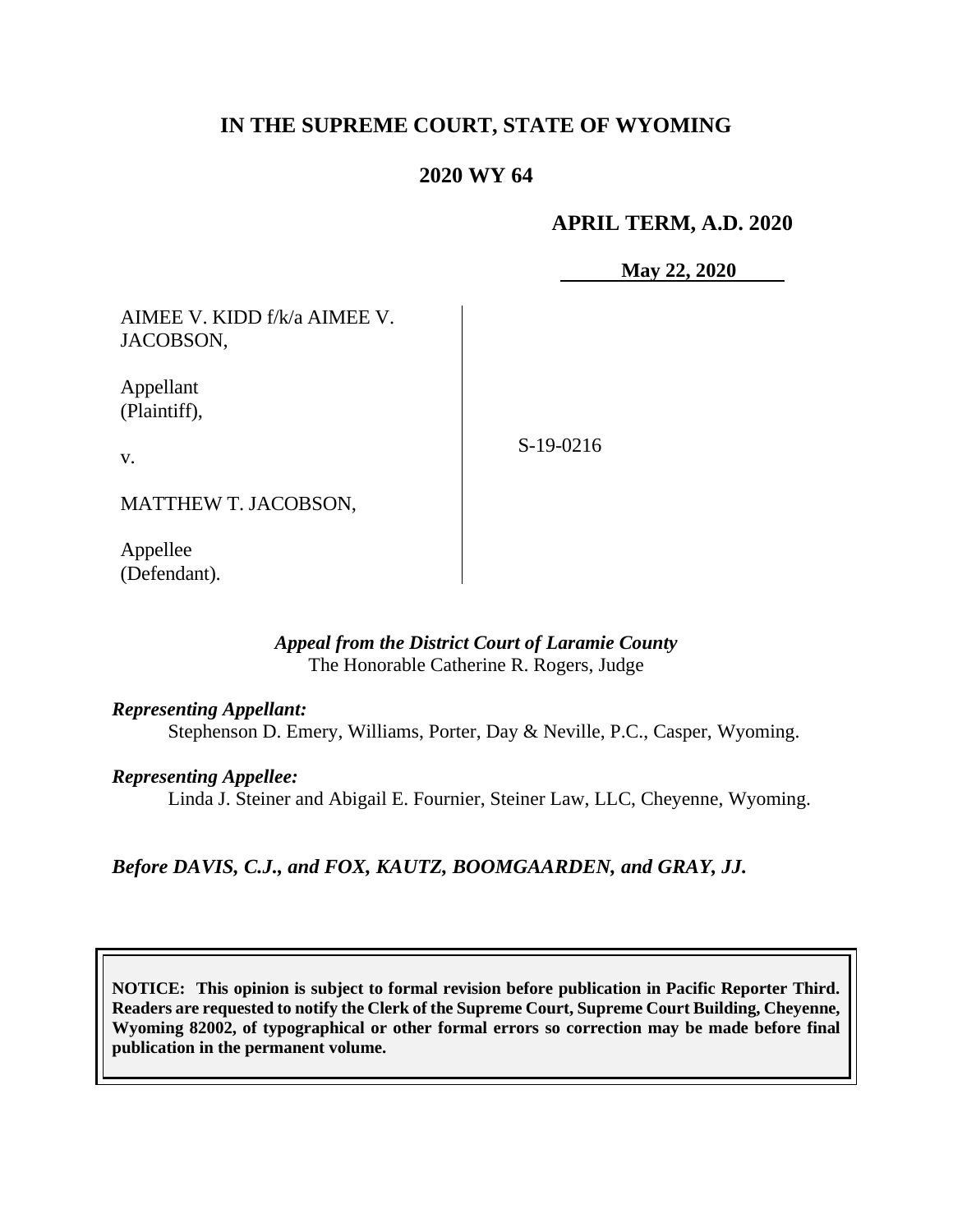# IN THE SUPREME COURT, STATE OF WYOMING

## 2020 WY 64

**APRIL TERM, A.D. 2020**

**May 22, 2020**

| | |
|---|---|
| AIMEE V. KIDD f/k/a AIMEE V. JACOBSON,<br><br>Appellant (Plaintiff),<br><br>v.<br><br>MATTHEW T. JACOBSON,<br><br>Appellee (Defendant). | S-19-0216 |

*Appeal from the District Court of Laramie County*
The Honorable Catherine R. Rogers, Judge

***Representing Appellant:***
Stephenson D. Emery, Williams, Porter, Day & Neville, P.C., Casper, Wyoming.

***Representing Appellee:***
Linda J. Steiner and Abigail E. Fournier, Steiner Law, LLC, Cheyenne, Wyoming.

***Before DAVIS, C.J., and FOX, KAUTZ, BOOMGAARDEN, and GRAY, JJ.***

**NOTICE: This opinion is subject to formal revision before publication in Pacific Reporter Third. Readers are requested to notify the Clerk of the Supreme Court, Supreme Court Building, Cheyenne, Wyoming 82002, of typographical or other formal errors so correction may be made before final publication in the permanent volume.**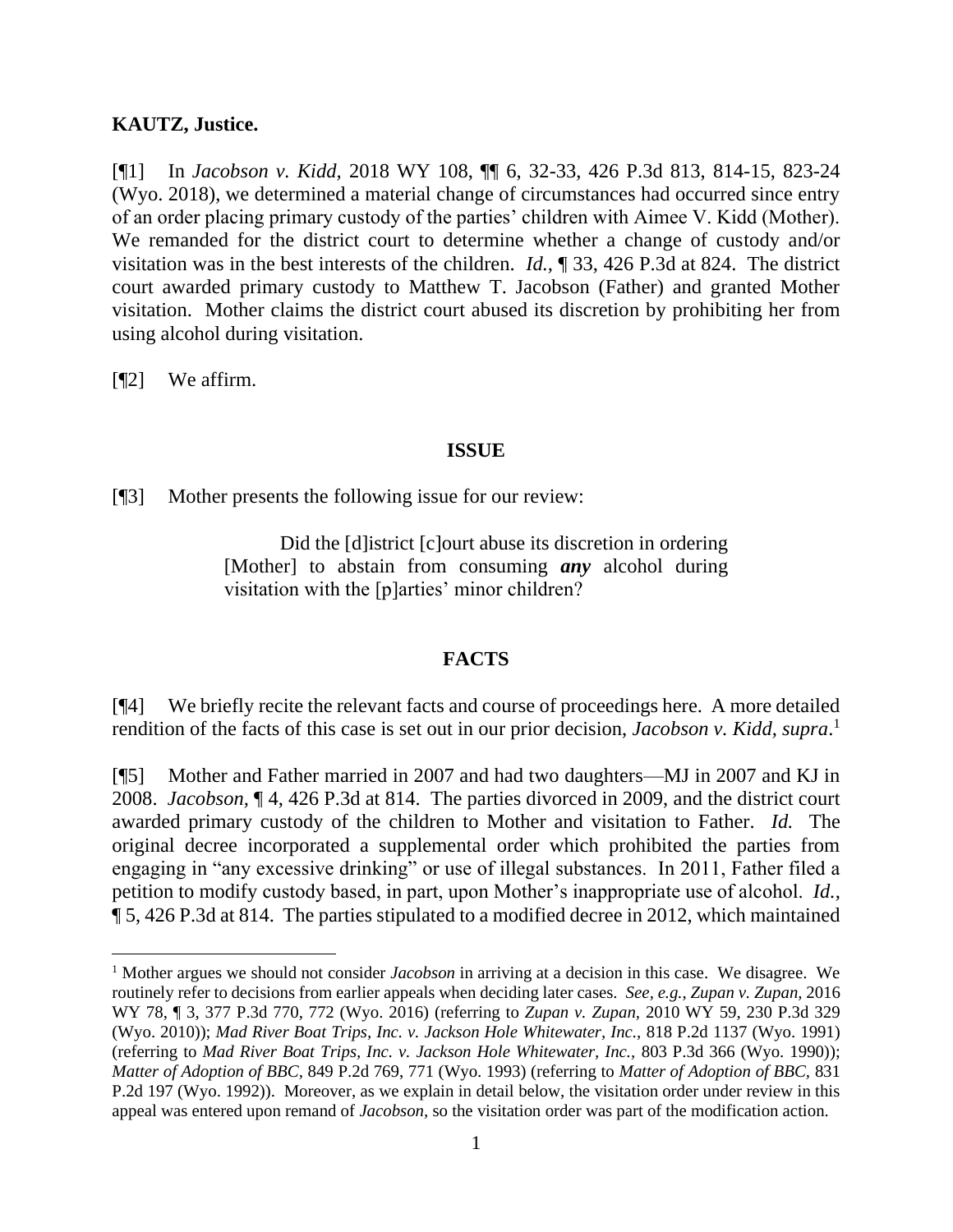**KAUTZ, Justice.**

[¶1] In *Jacobson v. Kidd*, 2018 WY 108, ¶¶ 6, 32-33, 426 P.3d 813, 814-15, 823-24 (Wyo. 2018), we determined a material change of circumstances had occurred since entry of an order placing primary custody of the parties' children with Aimee V. Kidd (Mother). We remanded for the district court to determine whether a change of custody and/or visitation was in the best interests of the children. *Id.*, ¶ 33, 426 P.3d at 824. The district court awarded primary custody to Matthew T. Jacobson (Father) and granted Mother visitation. Mother claims the district court abused its discretion by prohibiting her from using alcohol during visitation.

[¶2] We affirm.

## ISSUE

[¶3] Mother presents the following issue for our review:

> Did the [d]istrict [c]ourt abuse its discretion in ordering [Mother] to abstain from consuming ***any*** alcohol during visitation with the [p]arties' minor children?

## FACTS

[¶4] We briefly recite the relevant facts and course of proceedings here. A more detailed rendition of the facts of this case is set out in our prior decision, *Jacobson v. Kidd*, *supra*.[1]

[¶5] Mother and Father married in 2007 and had two daughters—MJ in 2007 and KJ in 2008. *Jacobson*, ¶ 4, 426 P.3d at 814. The parties divorced in 2009, and the district court awarded primary custody of the children to Mother and visitation to Father. *Id.* The original decree incorporated a supplemental order which prohibited the parties from engaging in "any excessive drinking" or use of illegal substances. In 2011, Father filed a petition to modify custody based, in part, upon Mother's inappropriate use of alcohol. *Id.*, ¶ 5, 426 P.3d at 814. The parties stipulated to a modified decree in 2012, which maintained

[1] Mother argues we should not consider *Jacobson* in arriving at a decision in this case. We disagree. We routinely refer to decisions from earlier appeals when deciding later cases. *See, e.g.*, *Zupan v. Zupan*, 2016 WY 78, ¶ 3, 377 P.3d 770, 772 (Wyo. 2016) (referring to *Zupan v. Zupan*, 2010 WY 59, 230 P.3d 329 (Wyo. 2010)); *Mad River Boat Trips, Inc. v. Jackson Hole Whitewater, Inc.*, 818 P.2d 1137 (Wyo. 1991) (referring to *Mad River Boat Trips, Inc. v. Jackson Hole Whitewater, Inc.*, 803 P.3d 366 (Wyo. 1990)); *Matter of Adoption of BBC*, 849 P.2d 769, 771 (Wyo. 1993) (referring to *Matter of Adoption of BBC*, 831 P.2d 197 (Wyo. 1992)). Moreover, as we explain in detail below, the visitation order under review in this appeal was entered upon remand of *Jacobson*, so the visitation order was part of the modification action.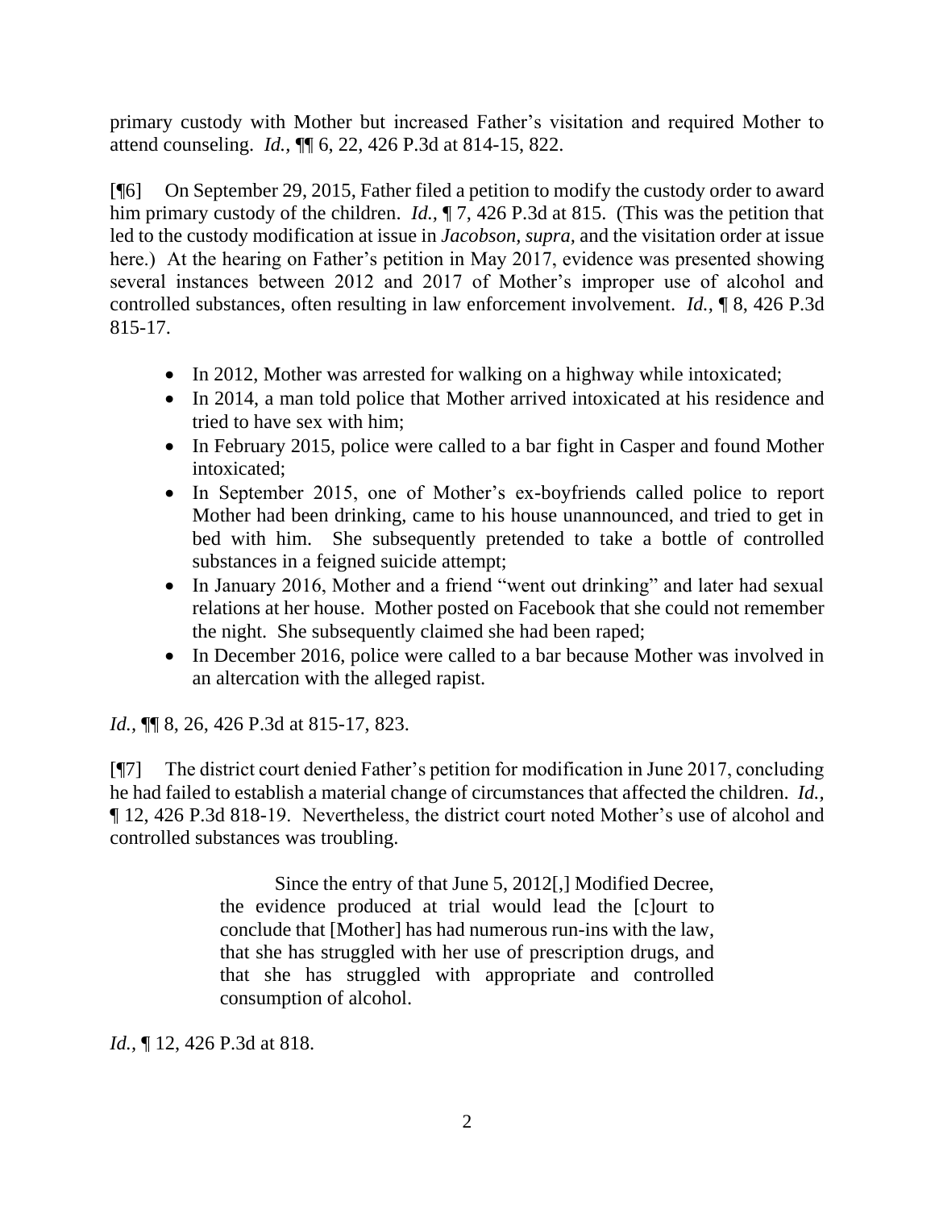primary custody with Mother but increased Father's visitation and required Mother to attend counseling. *Id.*, ¶¶ 6, 22, 426 P.3d at 814-15, 822.

[¶6] On September 29, 2015, Father filed a petition to modify the custody order to award him primary custody of the children. *Id.*, ¶ 7, 426 P.3d at 815. (This was the petition that led to the custody modification at issue in *Jacobson, supra,* and the visitation order at issue here.) At the hearing on Father's petition in May 2017, evidence was presented showing several instances between 2012 and 2017 of Mother's improper use of alcohol and controlled substances, often resulting in law enforcement involvement. *Id.*, ¶ 8, 426 P.3d 815-17.

- In 2012, Mother was arrested for walking on a highway while intoxicated;
- In 2014, a man told police that Mother arrived intoxicated at his residence and tried to have sex with him;
- In February 2015, police were called to a bar fight in Casper and found Mother intoxicated;
- In September 2015, one of Mother's ex-boyfriends called police to report Mother had been drinking, came to his house unannounced, and tried to get in bed with him. She subsequently pretended to take a bottle of controlled substances in a feigned suicide attempt;
- In January 2016, Mother and a friend "went out drinking" and later had sexual relations at her house. Mother posted on Facebook that she could not remember the night. She subsequently claimed she had been raped;
- In December 2016, police were called to a bar because Mother was involved in an altercation with the alleged rapist.

*Id.*, ¶¶ 8, 26, 426 P.3d at 815-17, 823.

[¶7] The district court denied Father's petition for modification in June 2017, concluding he had failed to establish a material change of circumstances that affected the children. *Id.*, ¶ 12, 426 P.3d 818-19. Nevertheless, the district court noted Mother's use of alcohol and controlled substances was troubling.

> Since the entry of that June 5, 2012[,] Modified Decree, the evidence produced at trial would lead the [c]ourt to conclude that [Mother] has had numerous run-ins with the law, that she has struggled with her use of prescription drugs, and that she has struggled with appropriate and controlled consumption of alcohol.

*Id.*, ¶ 12, 426 P.3d at 818.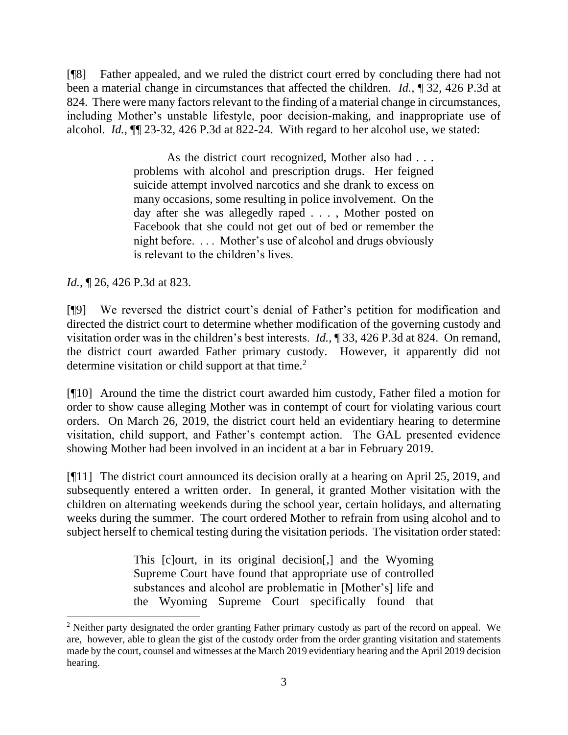[¶8] Father appealed, and we ruled the district court erred by concluding there had not been a material change in circumstances that affected the children. *Id.*, ¶ 32, 426 P.3d at 824. There were many factors relevant to the finding of a material change in circumstances, including Mother's unstable lifestyle, poor decision-making, and inappropriate use of alcohol. *Id.*, ¶¶ 23-32, 426 P.3d at 822-24. With regard to her alcohol use, we stated:

> As the district court recognized, Mother also had . . . problems with alcohol and prescription drugs. Her feigned suicide attempt involved narcotics and she drank to excess on many occasions, some resulting in police involvement. On the day after she was allegedly raped . . . , Mother posted on Facebook that she could not get out of bed or remember the night before. . . . Mother's use of alcohol and drugs obviously is relevant to the children's lives.

*Id.*, ¶ 26, 426 P.3d at 823.

[¶9] We reversed the district court's denial of Father's petition for modification and directed the district court to determine whether modification of the governing custody and visitation order was in the children's best interests. *Id.*, ¶ 33, 426 P.3d at 824. On remand, the district court awarded Father primary custody. However, it apparently did not determine visitation or child support at that time.[2]

[¶10] Around the time the district court awarded him custody, Father filed a motion for order to show cause alleging Mother was in contempt of court for violating various court orders. On March 26, 2019, the district court held an evidentiary hearing to determine visitation, child support, and Father's contempt action. The GAL presented evidence showing Mother had been involved in an incident at a bar in February 2019.

[¶11] The district court announced its decision orally at a hearing on April 25, 2019, and subsequently entered a written order. In general, it granted Mother visitation with the children on alternating weekends during the school year, certain holidays, and alternating weeks during the summer. The court ordered Mother to refrain from using alcohol and to subject herself to chemical testing during the visitation periods. The visitation order stated:

> This [c]ourt, in its original decision[,] and the Wyoming Supreme Court have found that appropriate use of controlled substances and alcohol are problematic in [Mother's] life and the Wyoming Supreme Court specifically found that

---

[2] Neither party designated the order granting Father primary custody as part of the record on appeal. We are, however, able to glean the gist of the custody order from the order granting visitation and statements made by the court, counsel and witnesses at the March 2019 evidentiary hearing and the April 2019 decision hearing.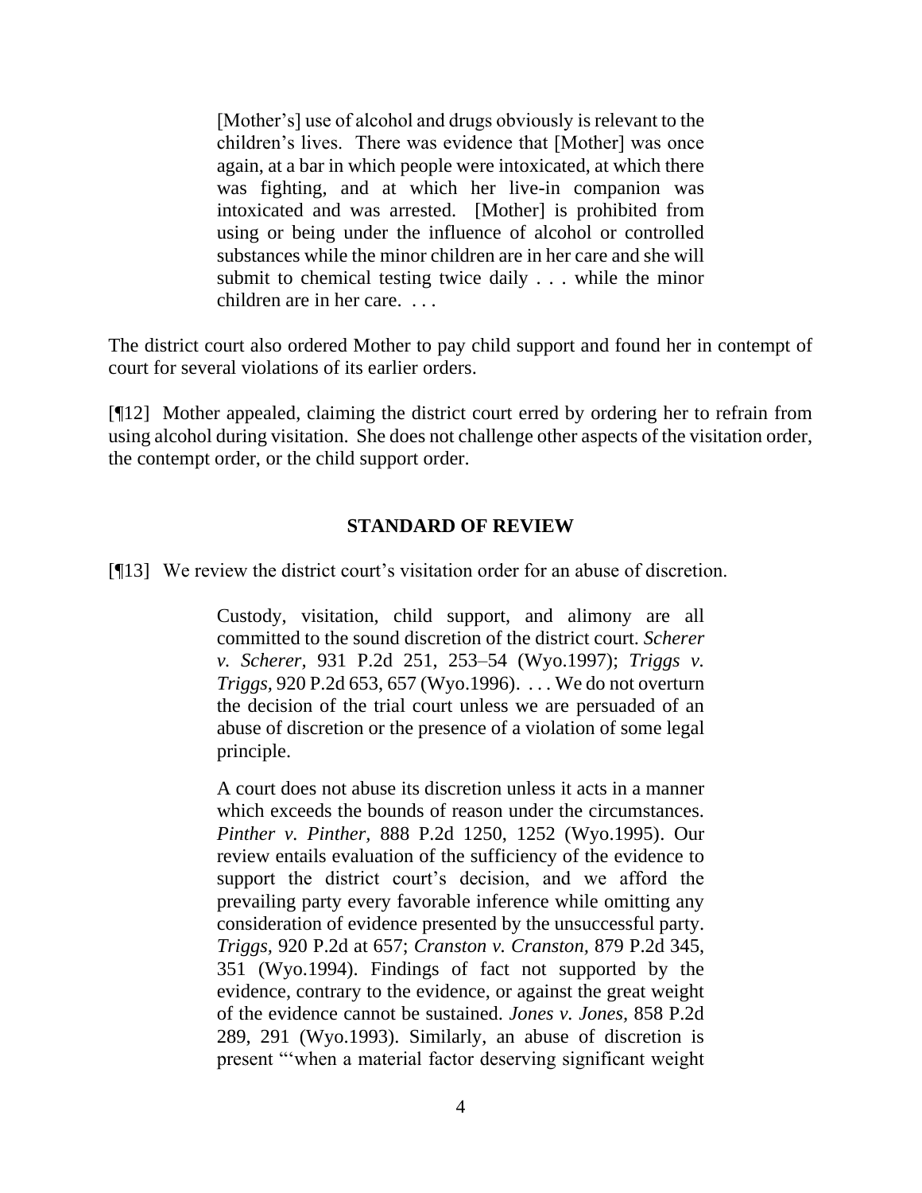> [Mother's] use of alcohol and drugs obviously is relevant to the children's lives. There was evidence that [Mother] was once again, at a bar in which people were intoxicated, at which there was fighting, and at which her live-in companion was intoxicated and was arrested. [Mother] is prohibited from using or being under the influence of alcohol or controlled substances while the minor children are in her care and she will submit to chemical testing twice daily . . . while the minor children are in her care. . . .

The district court also ordered Mother to pay child support and found her in contempt of court for several violations of its earlier orders.

[¶12] Mother appealed, claiming the district court erred by ordering her to refrain from using alcohol during visitation. She does not challenge other aspects of the visitation order, the contempt order, or the child support order.

## STANDARD OF REVIEW

[¶13] We review the district court's visitation order for an abuse of discretion.

> Custody, visitation, child support, and alimony are all committed to the sound discretion of the district court. *Scherer v. Scherer*, 931 P.2d 251, 253–54 (Wyo.1997); *Triggs v. Triggs*, 920 P.2d 653, 657 (Wyo.1996). . . . We do not overturn the decision of the trial court unless we are persuaded of an abuse of discretion or the presence of a violation of some legal principle.
>
> A court does not abuse its discretion unless it acts in a manner which exceeds the bounds of reason under the circumstances. *Pinther v. Pinther*, 888 P.2d 1250, 1252 (Wyo.1995). Our review entails evaluation of the sufficiency of the evidence to support the district court's decision, and we afford the prevailing party every favorable inference while omitting any consideration of evidence presented by the unsuccessful party. *Triggs*, 920 P.2d at 657; *Cranston v. Cranston*, 879 P.2d 345, 351 (Wyo.1994). Findings of fact not supported by the evidence, contrary to the evidence, or against the great weight of the evidence cannot be sustained. *Jones v. Jones*, 858 P.2d 289, 291 (Wyo.1993). Similarly, an abuse of discretion is present "'when a material factor deserving significant weight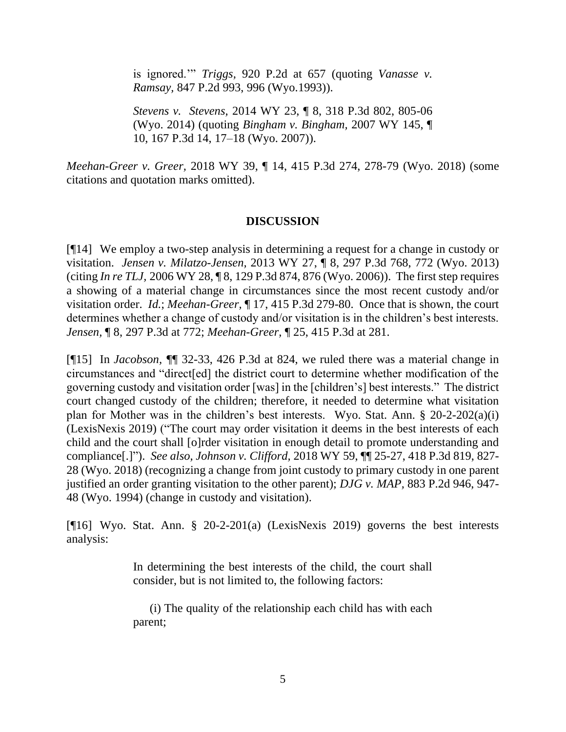> is ignored.'" *Triggs*, 920 P.2d at 657 (quoting *Vanasse v. Ramsay*, 847 P.2d 993, 996 (Wyo.1993)).
>
> *Stevens v. Stevens*, 2014 WY 23, ¶ 8, 318 P.3d 802, 805-06 (Wyo. 2014) (quoting *Bingham v. Bingham,* 2007 WY 145, ¶ 10, 167 P.3d 14, 17–18 (Wyo. 2007)).

*Meehan-Greer v. Greer*, 2018 WY 39, ¶ 14, 415 P.3d 274, 278-79 (Wyo. 2018) (some citations and quotation marks omitted).

## DISCUSSION

[¶14] We employ a two-step analysis in determining a request for a change in custody or visitation. *Jensen v. Milatzo-Jensen*, 2013 WY 27, ¶ 8, 297 P.3d 768, 772 (Wyo. 2013) (citing *In re TLJ*, 2006 WY 28, ¶ 8, 129 P.3d 874, 876 (Wyo. 2006)). The first step requires a showing of a material change in circumstances since the most recent custody and/or visitation order. *Id.*; *Meehan-Greer*, ¶ 17, 415 P.3d 279-80. Once that is shown, the court determines whether a change of custody and/or visitation is in the children's best interests. *Jensen*, ¶ 8, 297 P.3d at 772; *Meehan-Greer*, ¶ 25, 415 P.3d at 281.

[¶15] In *Jacobson*, ¶¶ 32-33, 426 P.3d at 824, we ruled there was a material change in circumstances and "direct[ed] the district court to determine whether modification of the governing custody and visitation order [was] in the [children's] best interests." The district court changed custody of the children; therefore, it needed to determine what visitation plan for Mother was in the children's best interests. Wyo. Stat. Ann. § 20-2-202(a)(i) (LexisNexis 2019) ("The court may order visitation it deems in the best interests of each child and the court shall [o]rder visitation in enough detail to promote understanding and compliance[.]"). *See also, Johnson v. Clifford*, 2018 WY 59, ¶¶ 25-27, 418 P.3d 819, 827-28 (Wyo. 2018) (recognizing a change from joint custody to primary custody in one parent justified an order granting visitation to the other parent); *DJG v. MAP*, 883 P.2d 946, 947-48 (Wyo. 1994) (change in custody and visitation).

[¶16] Wyo. Stat. Ann. § 20-2-201(a) (LexisNexis 2019) governs the best interests analysis:

> In determining the best interests of the child, the court shall consider, but is not limited to, the following factors:
>
> (i) The quality of the relationship each child has with each parent;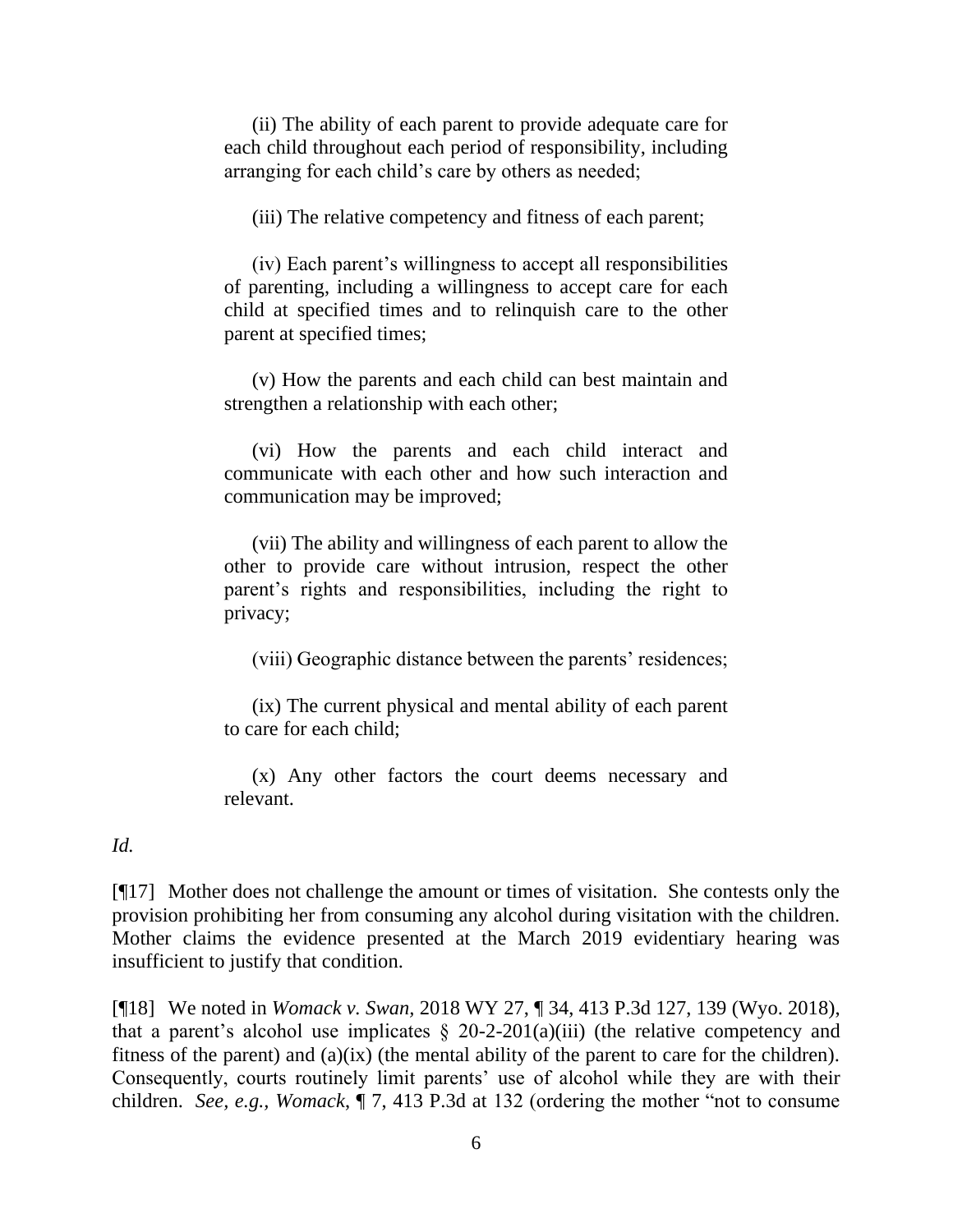(ii) The ability of each parent to provide adequate care for each child throughout each period of responsibility, including arranging for each child's care by others as needed;

(iii) The relative competency and fitness of each parent;

(iv) Each parent's willingness to accept all responsibilities of parenting, including a willingness to accept care for each child at specified times and to relinquish care to the other parent at specified times;

(v) How the parents and each child can best maintain and strengthen a relationship with each other;

(vi) How the parents and each child interact and communicate with each other and how such interaction and communication may be improved;

(vii) The ability and willingness of each parent to allow the other to provide care without intrusion, respect the other parent's rights and responsibilities, including the right to privacy;

(viii) Geographic distance between the parents' residences;

(ix) The current physical and mental ability of each parent to care for each child;

(x) Any other factors the court deems necessary and relevant.

*Id.*

[¶17] Mother does not challenge the amount or times of visitation. She contests only the provision prohibiting her from consuming any alcohol during visitation with the children. Mother claims the evidence presented at the March 2019 evidentiary hearing was insufficient to justify that condition.

[¶18] We noted in *Womack v. Swan,* 2018 WY 27, ¶ 34, 413 P.3d 127, 139 (Wyo. 2018), that a parent's alcohol use implicates § 20-2-201(a)(iii) (the relative competency and fitness of the parent) and (a)(ix) (the mental ability of the parent to care for the children). Consequently, courts routinely limit parents' use of alcohol while they are with their children. *See, e.g., Womack*, ¶ 7, 413 P.3d at 132 (ordering the mother "not to consume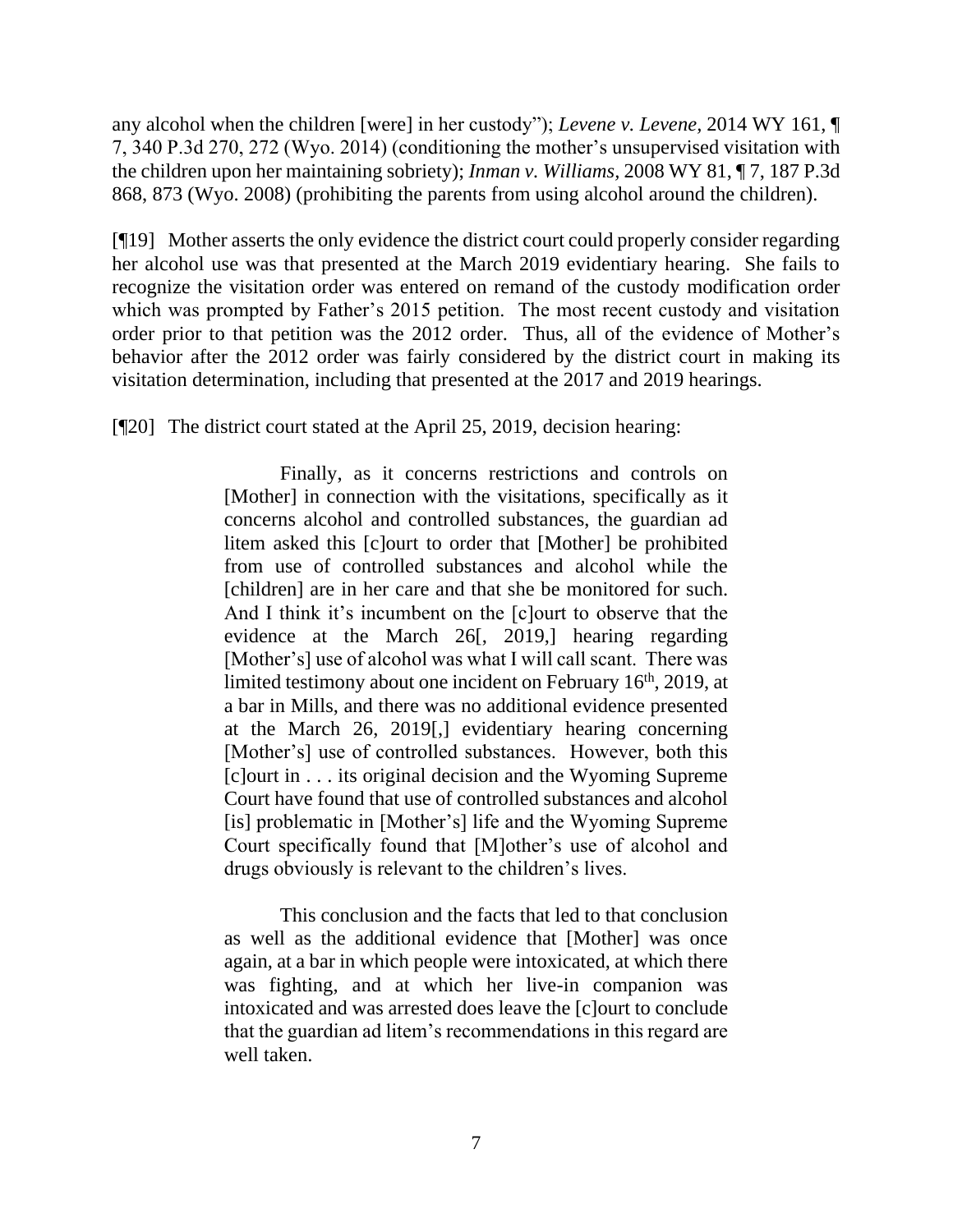any alcohol when the children [were] in her custody"); *Levene v. Levene,* 2014 WY 161, ¶ 7, 340 P.3d 270, 272 (Wyo. 2014) (conditioning the mother's unsupervised visitation with the children upon her maintaining sobriety); *Inman v. Williams,* 2008 WY 81, ¶ 7, 187 P.3d 868, 873 (Wyo. 2008) (prohibiting the parents from using alcohol around the children).

[¶19] Mother asserts the only evidence the district court could properly consider regarding her alcohol use was that presented at the March 2019 evidentiary hearing. She fails to recognize the visitation order was entered on remand of the custody modification order which was prompted by Father's 2015 petition. The most recent custody and visitation order prior to that petition was the 2012 order. Thus, all of the evidence of Mother's behavior after the 2012 order was fairly considered by the district court in making its visitation determination, including that presented at the 2017 and 2019 hearings.

[¶20] The district court stated at the April 25, 2019, decision hearing:

> Finally, as it concerns restrictions and controls on [Mother] in connection with the visitations, specifically as it concerns alcohol and controlled substances, the guardian ad litem asked this [c]ourt to order that [Mother] be prohibited from use of controlled substances and alcohol while the [children] are in her care and that she be monitored for such. And I think it's incumbent on the [c]ourt to observe that the evidence at the March 26[, 2019,] hearing regarding [Mother's] use of alcohol was what I will call scant. There was limited testimony about one incident on February 16th, 2019, at a bar in Mills, and there was no additional evidence presented at the March 26, 2019[,] evidentiary hearing concerning [Mother's] use of controlled substances. However, both this [c]ourt in . . . its original decision and the Wyoming Supreme Court have found that use of controlled substances and alcohol [is] problematic in [Mother's] life and the Wyoming Supreme Court specifically found that [M]other's use of alcohol and drugs obviously is relevant to the children's lives.
>
> This conclusion and the facts that led to that conclusion as well as the additional evidence that [Mother] was once again, at a bar in which people were intoxicated, at which there was fighting, and at which her live-in companion was intoxicated and was arrested does leave the [c]ourt to conclude that the guardian ad litem's recommendations in this regard are well taken.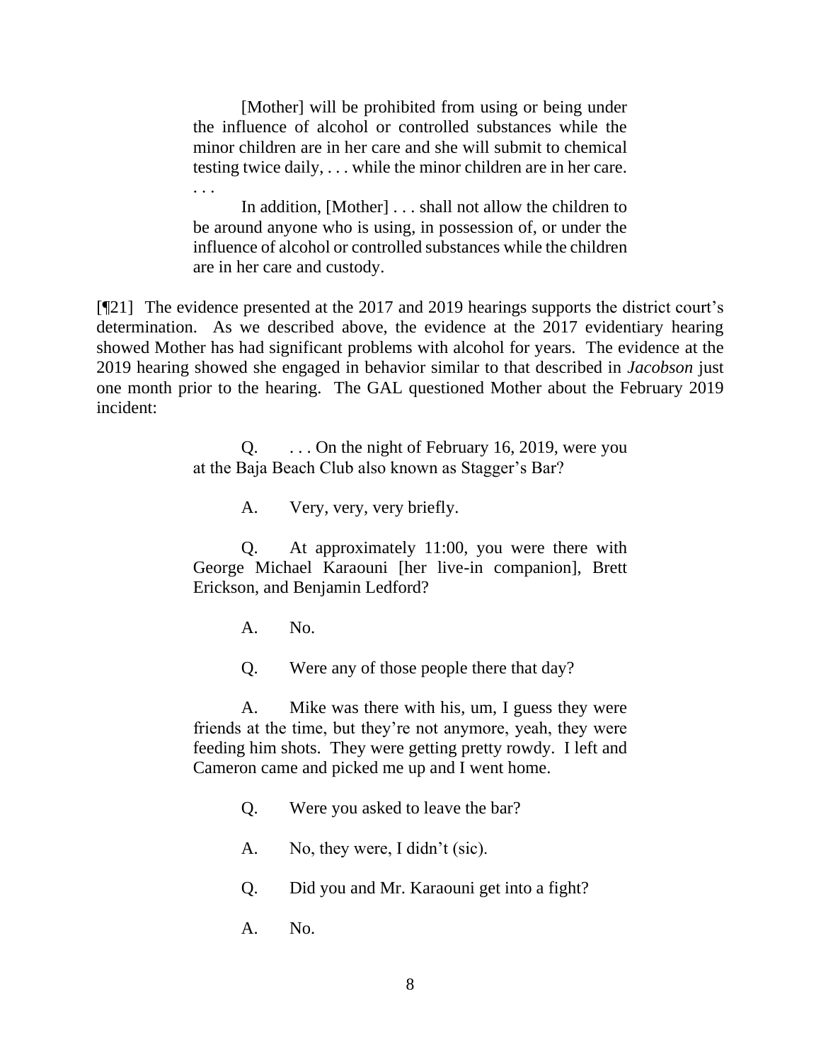> [Mother] will be prohibited from using or being under the influence of alcohol or controlled substances while the minor children are in her care and she will submit to chemical testing twice daily, . . . while the minor children are in her care. . . .
>
> In addition, [Mother] . . . shall not allow the children to be around anyone who is using, in possession of, or under the influence of alcohol or controlled substances while the children are in her care and custody.

[¶21] The evidence presented at the 2017 and 2019 hearings supports the district court's determination. As we described above, the evidence at the 2017 evidentiary hearing showed Mother has had significant problems with alcohol for years. The evidence at the 2019 hearing showed she engaged in behavior similar to that described in *Jacobson* just one month prior to the hearing. The GAL questioned Mother about the February 2019 incident:

> Q. . . . On the night of February 16, 2019, were you at the Baja Beach Club also known as Stagger's Bar?
>
> A. Very, very, very briefly.
>
> Q. At approximately 11:00, you were there with George Michael Karaouni [her live-in companion], Brett Erickson, and Benjamin Ledford?
>
> A. No.
>
> Q. Were any of those people there that day?
>
> A. Mike was there with his, um, I guess they were friends at the time, but they're not anymore, yeah, they were feeding him shots. They were getting pretty rowdy. I left and Cameron came and picked me up and I went home.
>
> Q. Were you asked to leave the bar?
>
> A. No, they were, I didn't (sic).
>
> Q. Did you and Mr. Karaouni get into a fight?
>
> A. No.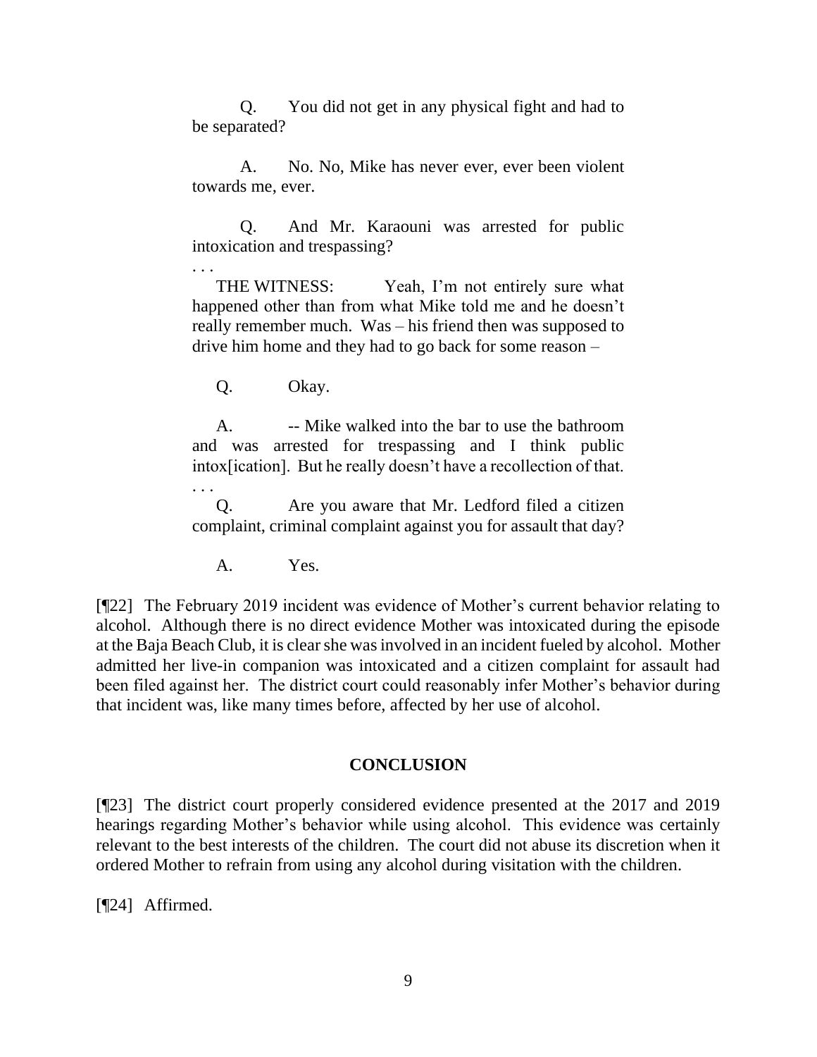Q. You did not get in any physical fight and had to be separated?

A. No. No, Mike has never ever, ever been violent towards me, ever.

Q. And Mr. Karaouni was arrested for public intoxication and trespassing?

. . .

THE WITNESS: Yeah, I'm not entirely sure what happened other than from what Mike told me and he doesn't really remember much. Was – his friend then was supposed to drive him home and they had to go back for some reason –

Q. Okay.

A. -- Mike walked into the bar to use the bathroom and was arrested for trespassing and I think public intox[ication]. But he really doesn't have a recollection of that.

. . .

Q. Are you aware that Mr. Ledford filed a citizen complaint, criminal complaint against you for assault that day?

A. Yes.

[¶22] The February 2019 incident was evidence of Mother's current behavior relating to alcohol. Although there is no direct evidence Mother was intoxicated during the episode at the Baja Beach Club, it is clear she was involved in an incident fueled by alcohol. Mother admitted her live-in companion was intoxicated and a citizen complaint for assault had been filed against her. The district court could reasonably infer Mother's behavior during that incident was, like many times before, affected by her use of alcohol.

## CONCLUSION

[¶23] The district court properly considered evidence presented at the 2017 and 2019 hearings regarding Mother's behavior while using alcohol. This evidence was certainly relevant to the best interests of the children. The court did not abuse its discretion when it ordered Mother to refrain from using any alcohol during visitation with the children.

[¶24] Affirmed.